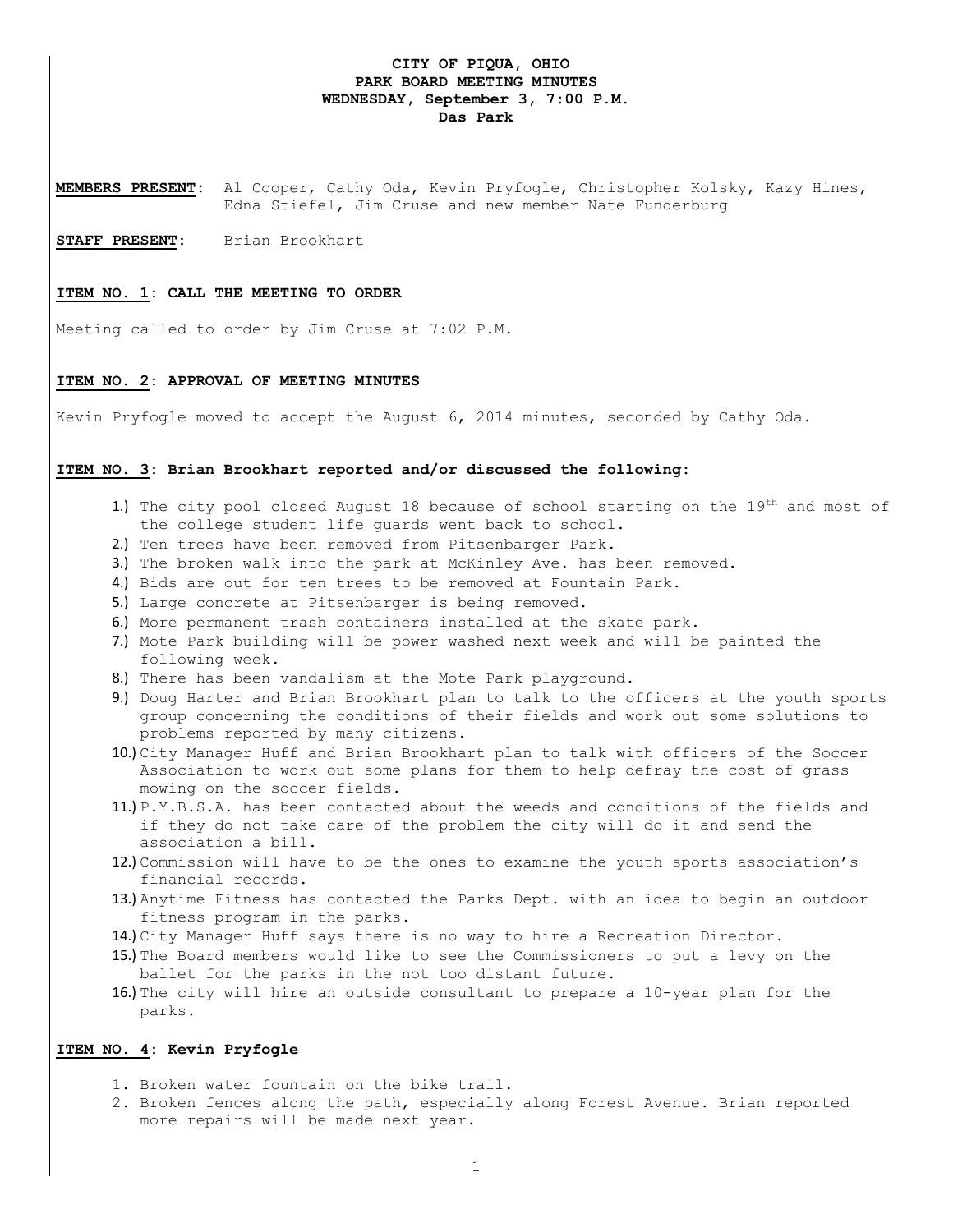# CITY OF PIQUA, OHIO
## PARK BOARD MEETING MINUTES
### WEDNESDAY, September 3, 7:00 P.M.
### Das Park

**MEMBERS PRESENT**: Al Cooper, Cathy Oda, Kevin Pryfogle, Christopher Kolsky, Kazy Hines, Edna Stiefel, Jim Cruse and new member Nate Funderburg

**STAFF PRESENT**: Brian Brookhart

**ITEM NO. 1: CALL THE MEETING TO ORDER**

Meeting called to order by Jim Cruse at 7:02 P.M.

**ITEM NO. 2: APPROVAL OF MEETING MINUTES**

Kevin Pryfogle moved to accept the August 6, 2014 minutes, seconded by Cathy Oda.

**ITEM NO. 3: Brian Brookhart reported and/or discussed the following:**

1.) The city pool closed August 18 because of school starting on the 19th and most of the college student life guards went back to school.
2.) Ten trees have been removed from Pitsenbarger Park.
3.) The broken walk into the park at McKinley Ave. has been removed.
4.) Bids are out for ten trees to be removed at Fountain Park.
5.) Large concrete at Pitsenbarger is being removed.
6.) More permanent trash containers installed at the skate park.
7.) Mote Park building will be power washed next week and will be painted the following week.
8.) There has been vandalism at the Mote Park playground.
9.) Doug Harter and Brian Brookhart plan to talk to the officers at the youth sports group concerning the conditions of their fields and work out some solutions to problems reported by many citizens.
10.) City Manager Huff and Brian Brookhart plan to talk with officers of the Soccer Association to work out some plans for them to help defray the cost of grass mowing on the soccer fields.
11.) P.Y.B.S.A. has been contacted about the weeds and conditions of the fields and if they do not take care of the problem the city will do it and send the association a bill.
12.) Commission will have to be the ones to examine the youth sports association's financial records.
13.) Anytime Fitness has contacted the Parks Dept. with an idea to begin an outdoor fitness program in the parks.
14.) City Manager Huff says there is no way to hire a Recreation Director.
15.) The Board members would like to see the Commissioners to put a levy on the ballet for the parks in the not too distant future.
16.) The city will hire an outside consultant to prepare a 10-year plan for the parks.

**ITEM NO. 4: Kevin Pryfogle**

1. Broken water fountain on the bike trail.
2. Broken fences along the path, especially along Forest Avenue. Brian reported more repairs will be made next year.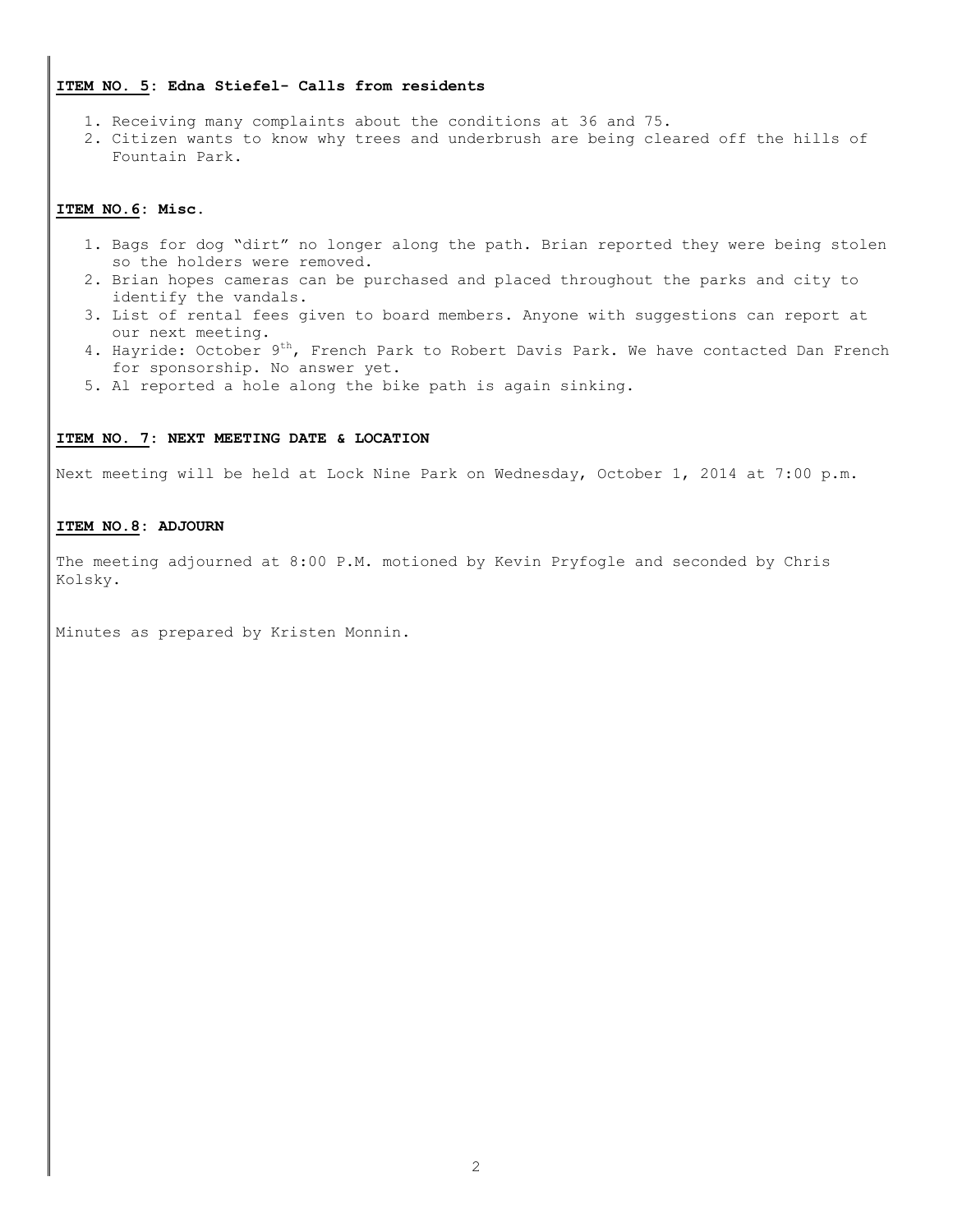**ITEM NO. 5: Edna Stiefel- Calls from residents**

1. Receiving many complaints about the conditions at 36 and 75.
2. Citizen wants to know why trees and underbrush are being cleared off the hills of Fountain Park.

**ITEM NO.6: Misc.**

1. Bags for dog "dirt" no longer along the path. Brian reported they were being stolen so the holders were removed.
2. Brian hopes cameras can be purchased and placed throughout the parks and city to identify the vandals.
3. List of rental fees given to board members. Anyone with suggestions can report at our next meeting.
4. Hayride: October 9th, French Park to Robert Davis Park. We have contacted Dan French for sponsorship. No answer yet.
5. Al reported a hole along the bike path is again sinking.

**ITEM NO. 7: NEXT MEETING DATE & LOCATION**

Next meeting will be held at Lock Nine Park on Wednesday, October 1, 2014 at 7:00 p.m.

**ITEM NO.8: ADJOURN**

The meeting adjourned at 8:00 P.M. motioned by Kevin Pryfogle and seconded by Chris Kolsky.

Minutes as prepared by Kristen Monnin.